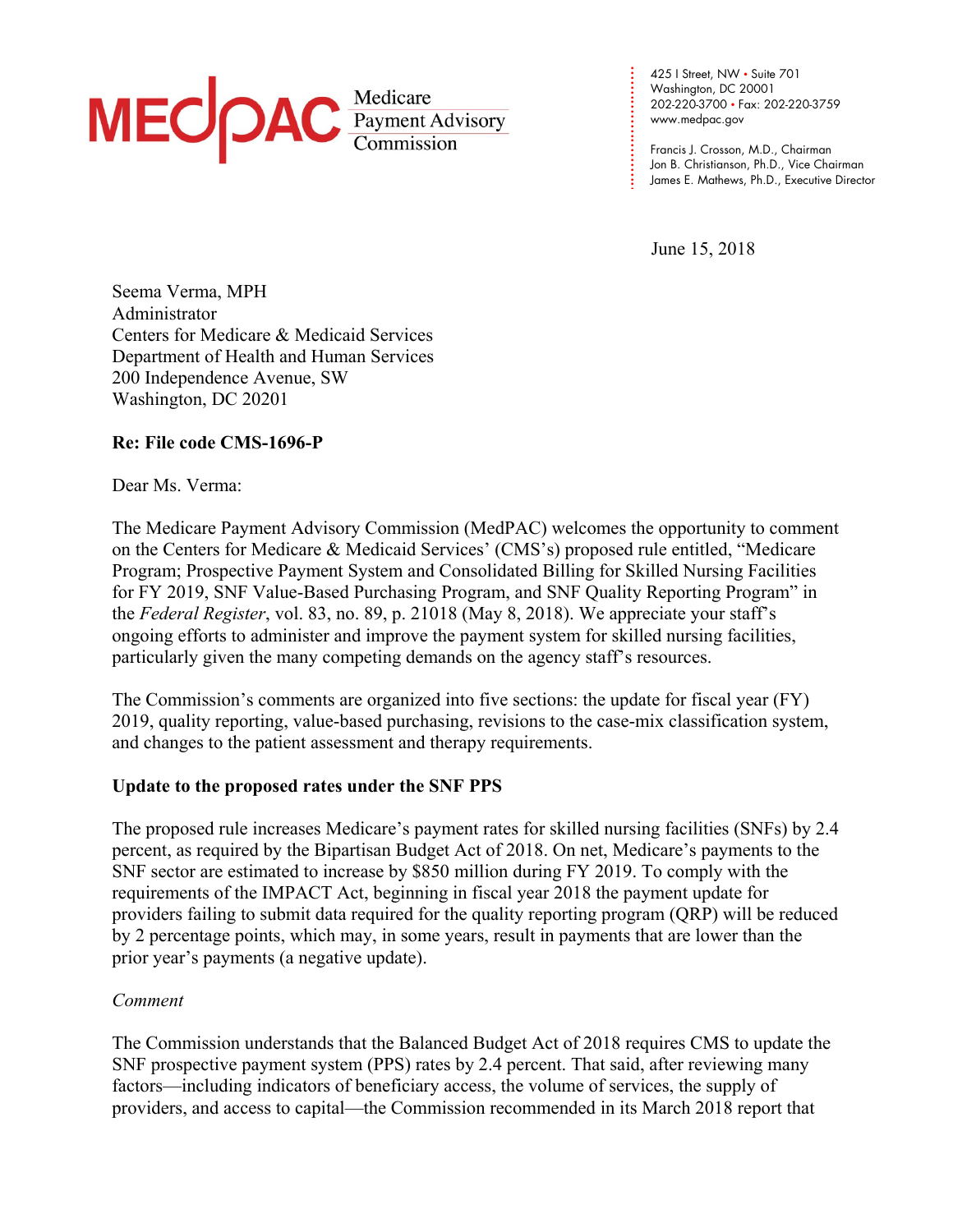MEDPAC Medicare Payment Advisory Commission

425 I Street, NW • Suite 701
Washington, DC 20001
202-220-3700 • Fax: 202-220-3759
www.medpac.gov

Francis J. Crosson, M.D., Chairman
Jon B. Christianson, Ph.D., Vice Chairman
James E. Mathews, Ph.D., Executive Director

June 15, 2018

Seema Verma, MPH
Administrator
Centers for Medicare & Medicaid Services
Department of Health and Human Services
200 Independence Avenue, SW
Washington, DC 20201

**Re: File code CMS-1696-P**

Dear Ms. Verma:

The Medicare Payment Advisory Commission (MedPAC) welcomes the opportunity to comment on the Centers for Medicare & Medicaid Services' (CMS's) proposed rule entitled, "Medicare Program; Prospective Payment System and Consolidated Billing for Skilled Nursing Facilities for FY 2019, SNF Value-Based Purchasing Program, and SNF Quality Reporting Program" in the *Federal Register*, vol. 83, no. 89, p. 21018 (May 8, 2018). We appreciate your staff's ongoing efforts to administer and improve the payment system for skilled nursing facilities, particularly given the many competing demands on the agency staff's resources.

The Commission's comments are organized into five sections: the update for fiscal year (FY) 2019, quality reporting, value-based purchasing, revisions to the case-mix classification system, and changes to the patient assessment and therapy requirements.

## Update to the proposed rates under the SNF PPS

The proposed rule increases Medicare's payment rates for skilled nursing facilities (SNFs) by 2.4 percent, as required by the Bipartisan Budget Act of 2018. On net, Medicare's payments to the SNF sector are estimated to increase by $850 million during FY 2019. To comply with the requirements of the IMPACT Act, beginning in fiscal year 2018 the payment update for providers failing to submit data required for the quality reporting program (QRP) will be reduced by 2 percentage points, which may, in some years, result in payments that are lower than the prior year's payments (a negative update).

*Comment*

The Commission understands that the Balanced Budget Act of 2018 requires CMS to update the SNF prospective payment system (PPS) rates by 2.4 percent. That said, after reviewing many factors—including indicators of beneficiary access, the volume of services, the supply of providers, and access to capital—the Commission recommended in its March 2018 report that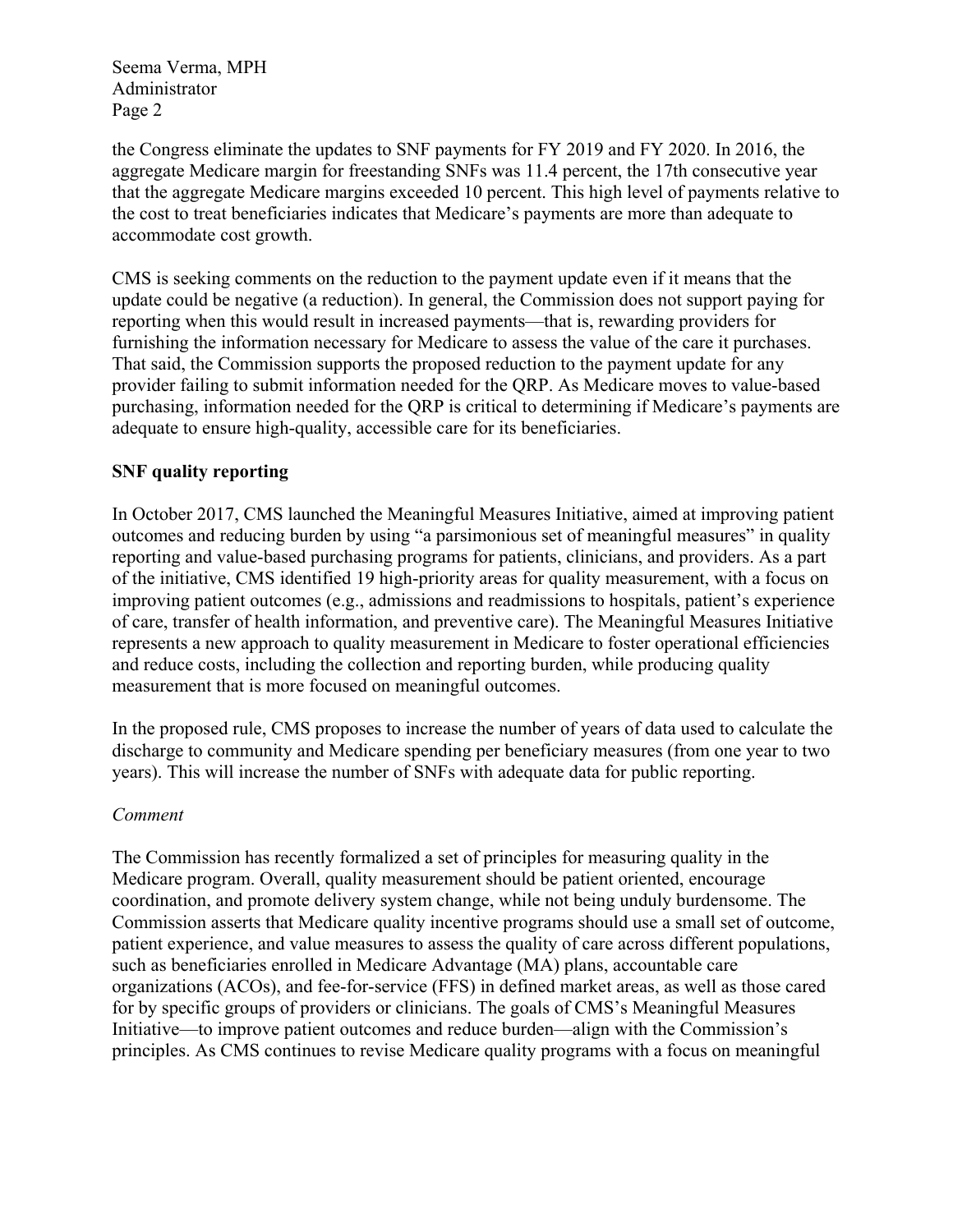the Congress eliminate the updates to SNF payments for FY 2019 and FY 2020. In 2016, the aggregate Medicare margin for freestanding SNFs was 11.4 percent, the 17th consecutive year that the aggregate Medicare margins exceeded 10 percent. This high level of payments relative to the cost to treat beneficiaries indicates that Medicare's payments are more than adequate to accommodate cost growth.

CMS is seeking comments on the reduction to the payment update even if it means that the update could be negative (a reduction). In general, the Commission does not support paying for reporting when this would result in increased payments—that is, rewarding providers for furnishing the information necessary for Medicare to assess the value of the care it purchases. That said, the Commission supports the proposed reduction to the payment update for any provider failing to submit information needed for the QRP. As Medicare moves to value-based purchasing, information needed for the QRP is critical to determining if Medicare's payments are adequate to ensure high-quality, accessible care for its beneficiaries.

**SNF quality reporting**

In October 2017, CMS launched the Meaningful Measures Initiative, aimed at improving patient outcomes and reducing burden by using "a parsimonious set of meaningful measures" in quality reporting and value-based purchasing programs for patients, clinicians, and providers. As a part of the initiative, CMS identified 19 high-priority areas for quality measurement, with a focus on improving patient outcomes (e.g., admissions and readmissions to hospitals, patient's experience of care, transfer of health information, and preventive care). The Meaningful Measures Initiative represents a new approach to quality measurement in Medicare to foster operational efficiencies and reduce costs, including the collection and reporting burden, while producing quality measurement that is more focused on meaningful outcomes.

In the proposed rule, CMS proposes to increase the number of years of data used to calculate the discharge to community and Medicare spending per beneficiary measures (from one year to two years). This will increase the number of SNFs with adequate data for public reporting.

*Comment*

The Commission has recently formalized a set of principles for measuring quality in the Medicare program. Overall, quality measurement should be patient oriented, encourage coordination, and promote delivery system change, while not being unduly burdensome. The Commission asserts that Medicare quality incentive programs should use a small set of outcome, patient experience, and value measures to assess the quality of care across different populations, such as beneficiaries enrolled in Medicare Advantage (MA) plans, accountable care organizations (ACOs), and fee-for-service (FFS) in defined market areas, as well as those cared for by specific groups of providers or clinicians. The goals of CMS's Meaningful Measures Initiative—to improve patient outcomes and reduce burden—align with the Commission's principles. As CMS continues to revise Medicare quality programs with a focus on meaningful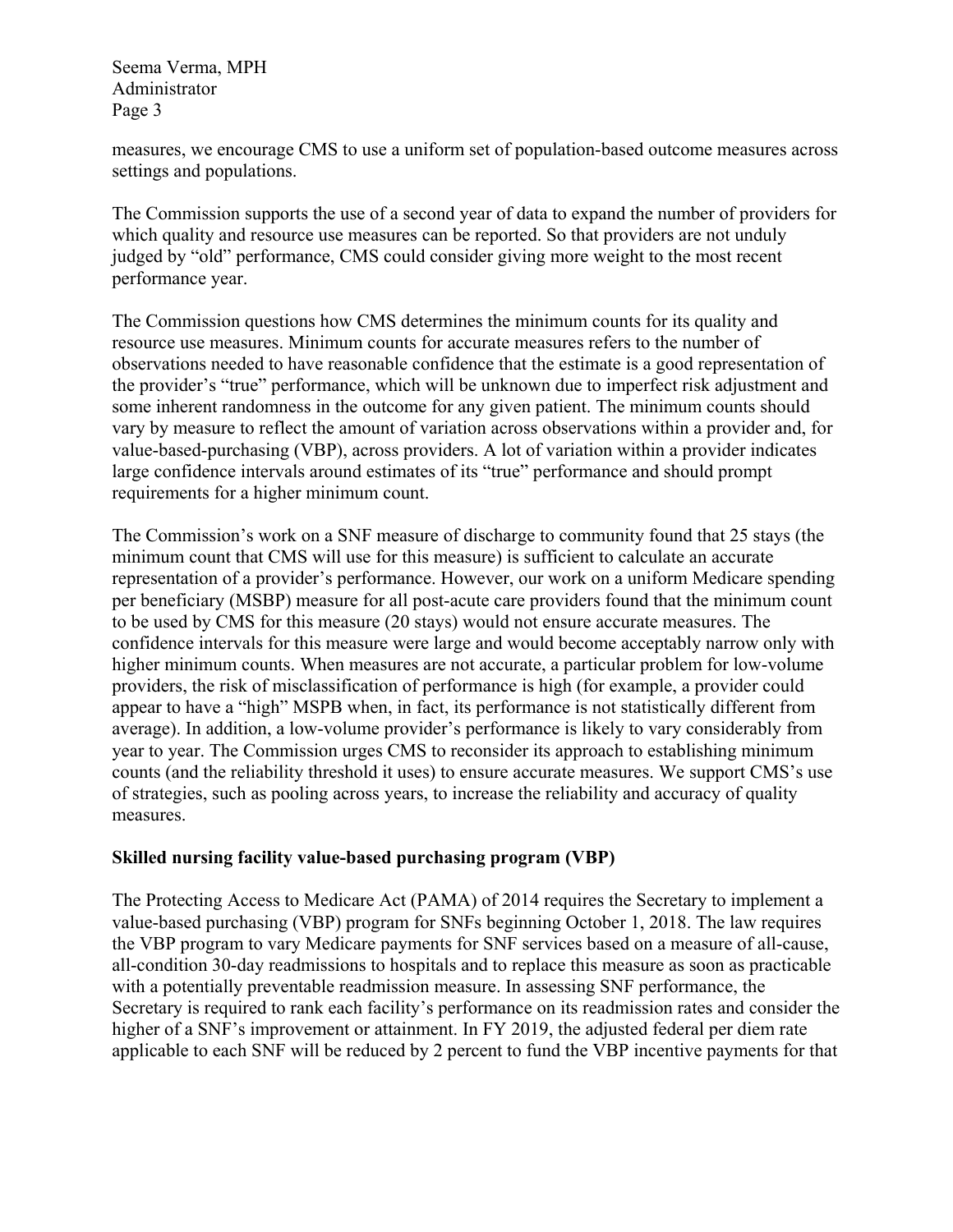measures, we encourage CMS to use a uniform set of population-based outcome measures across settings and populations.

The Commission supports the use of a second year of data to expand the number of providers for which quality and resource use measures can be reported. So that providers are not unduly judged by "old" performance, CMS could consider giving more weight to the most recent performance year.

The Commission questions how CMS determines the minimum counts for its quality and resource use measures. Minimum counts for accurate measures refers to the number of observations needed to have reasonable confidence that the estimate is a good representation of the provider's "true" performance, which will be unknown due to imperfect risk adjustment and some inherent randomness in the outcome for any given patient. The minimum counts should vary by measure to reflect the amount of variation across observations within a provider and, for value-based-purchasing (VBP), across providers. A lot of variation within a provider indicates large confidence intervals around estimates of its "true" performance and should prompt requirements for a higher minimum count.

The Commission's work on a SNF measure of discharge to community found that 25 stays (the minimum count that CMS will use for this measure) is sufficient to calculate an accurate representation of a provider's performance. However, our work on a uniform Medicare spending per beneficiary (MSBP) measure for all post-acute care providers found that the minimum count to be used by CMS for this measure (20 stays) would not ensure accurate measures. The confidence intervals for this measure were large and would become acceptably narrow only with higher minimum counts. When measures are not accurate, a particular problem for low-volume providers, the risk of misclassification of performance is high (for example, a provider could appear to have a "high" MSPB when, in fact, its performance is not statistically different from average). In addition, a low-volume provider's performance is likely to vary considerably from year to year. The Commission urges CMS to reconsider its approach to establishing minimum counts (and the reliability threshold it uses) to ensure accurate measures. We support CMS's use of strategies, such as pooling across years, to increase the reliability and accuracy of quality measures.

**Skilled nursing facility value-based purchasing program (VBP)**

The Protecting Access to Medicare Act (PAMA) of 2014 requires the Secretary to implement a value-based purchasing (VBP) program for SNFs beginning October 1, 2018. The law requires the VBP program to vary Medicare payments for SNF services based on a measure of all-cause, all-condition 30-day readmissions to hospitals and to replace this measure as soon as practicable with a potentially preventable readmission measure. In assessing SNF performance, the Secretary is required to rank each facility's performance on its readmission rates and consider the higher of a SNF's improvement or attainment. In FY 2019, the adjusted federal per diem rate applicable to each SNF will be reduced by 2 percent to fund the VBP incentive payments for that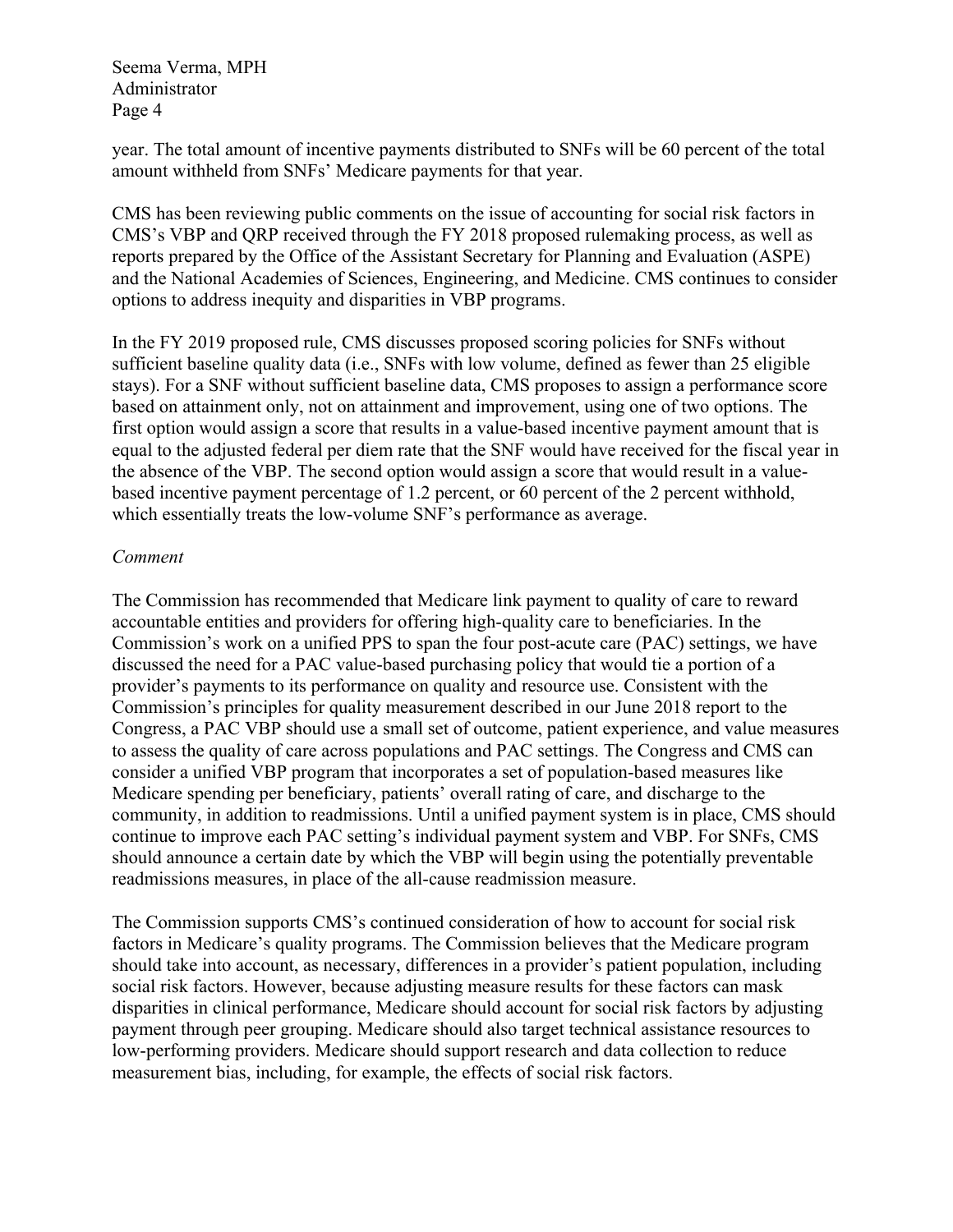year. The total amount of incentive payments distributed to SNFs will be 60 percent of the total amount withheld from SNFs' Medicare payments for that year.

CMS has been reviewing public comments on the issue of accounting for social risk factors in CMS's VBP and QRP received through the FY 2018 proposed rulemaking process, as well as reports prepared by the Office of the Assistant Secretary for Planning and Evaluation (ASPE) and the National Academies of Sciences, Engineering, and Medicine. CMS continues to consider options to address inequity and disparities in VBP programs.

In the FY 2019 proposed rule, CMS discusses proposed scoring policies for SNFs without sufficient baseline quality data (i.e., SNFs with low volume, defined as fewer than 25 eligible stays). For a SNF without sufficient baseline data, CMS proposes to assign a performance score based on attainment only, not on attainment and improvement, using one of two options. The first option would assign a score that results in a value-based incentive payment amount that is equal to the adjusted federal per diem rate that the SNF would have received for the fiscal year in the absence of the VBP. The second option would assign a score that would result in a value-based incentive payment percentage of 1.2 percent, or 60 percent of the 2 percent withhold, which essentially treats the low-volume SNF's performance as average.

*Comment*

The Commission has recommended that Medicare link payment to quality of care to reward accountable entities and providers for offering high-quality care to beneficiaries. In the Commission's work on a unified PPS to span the four post-acute care (PAC) settings, we have discussed the need for a PAC value-based purchasing policy that would tie a portion of a provider's payments to its performance on quality and resource use. Consistent with the Commission's principles for quality measurement described in our June 2018 report to the Congress, a PAC VBP should use a small set of outcome, patient experience, and value measures to assess the quality of care across populations and PAC settings. The Congress and CMS can consider a unified VBP program that incorporates a set of population-based measures like Medicare spending per beneficiary, patients' overall rating of care, and discharge to the community, in addition to readmissions. Until a unified payment system is in place, CMS should continue to improve each PAC setting's individual payment system and VBP. For SNFs, CMS should announce a certain date by which the VBP will begin using the potentially preventable readmissions measures, in place of the all-cause readmission measure.

The Commission supports CMS's continued consideration of how to account for social risk factors in Medicare's quality programs. The Commission believes that the Medicare program should take into account, as necessary, differences in a provider's patient population, including social risk factors. However, because adjusting measure results for these factors can mask disparities in clinical performance, Medicare should account for social risk factors by adjusting payment through peer grouping. Medicare should also target technical assistance resources to low-performing providers. Medicare should support research and data collection to reduce measurement bias, including, for example, the effects of social risk factors.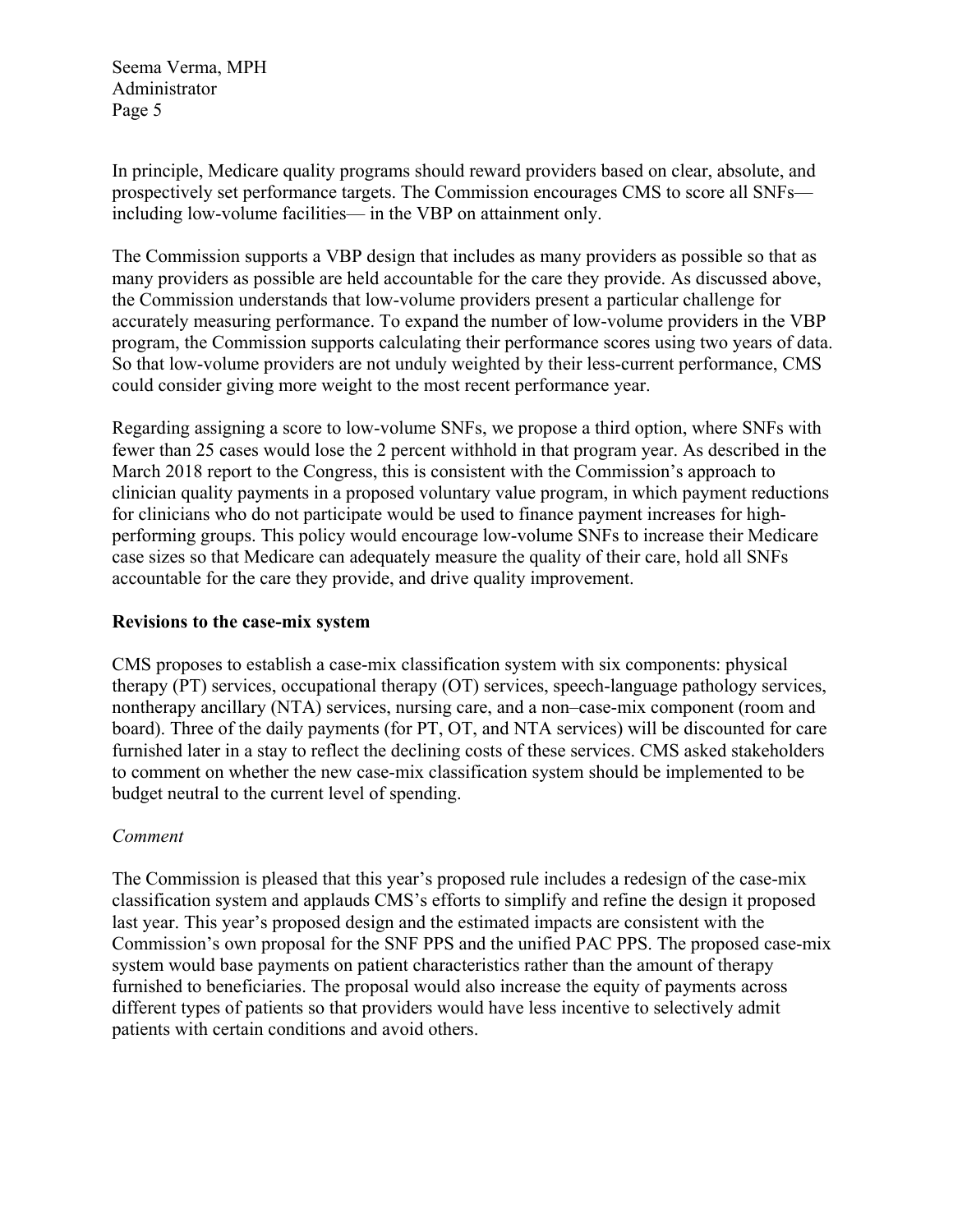In principle, Medicare quality programs should reward providers based on clear, absolute, and prospectively set performance targets. The Commission encourages CMS to score all SNFs—including low-volume facilities— in the VBP on attainment only.

The Commission supports a VBP design that includes as many providers as possible so that as many providers as possible are held accountable for the care they provide. As discussed above, the Commission understands that low-volume providers present a particular challenge for accurately measuring performance. To expand the number of low-volume providers in the VBP program, the Commission supports calculating their performance scores using two years of data. So that low-volume providers are not unduly weighted by their less-current performance, CMS could consider giving more weight to the most recent performance year.

Regarding assigning a score to low-volume SNFs, we propose a third option, where SNFs with fewer than 25 cases would lose the 2 percent withhold in that program year. As described in the March 2018 report to the Congress, this is consistent with the Commission's approach to clinician quality payments in a proposed voluntary value program, in which payment reductions for clinicians who do not participate would be used to finance payment increases for high-performing groups. This policy would encourage low-volume SNFs to increase their Medicare case sizes so that Medicare can adequately measure the quality of their care, hold all SNFs accountable for the care they provide, and drive quality improvement.

**Revisions to the case-mix system**

CMS proposes to establish a case-mix classification system with six components: physical therapy (PT) services, occupational therapy (OT) services, speech-language pathology services, nontherapy ancillary (NTA) services, nursing care, and a non–case-mix component (room and board). Three of the daily payments (for PT, OT, and NTA services) will be discounted for care furnished later in a stay to reflect the declining costs of these services. CMS asked stakeholders to comment on whether the new case-mix classification system should be implemented to be budget neutral to the current level of spending.

*Comment*

The Commission is pleased that this year's proposed rule includes a redesign of the case-mix classification system and applauds CMS's efforts to simplify and refine the design it proposed last year. This year's proposed design and the estimated impacts are consistent with the Commission's own proposal for the SNF PPS and the unified PAC PPS. The proposed case-mix system would base payments on patient characteristics rather than the amount of therapy furnished to beneficiaries. The proposal would also increase the equity of payments across different types of patients so that providers would have less incentive to selectively admit patients with certain conditions and avoid others.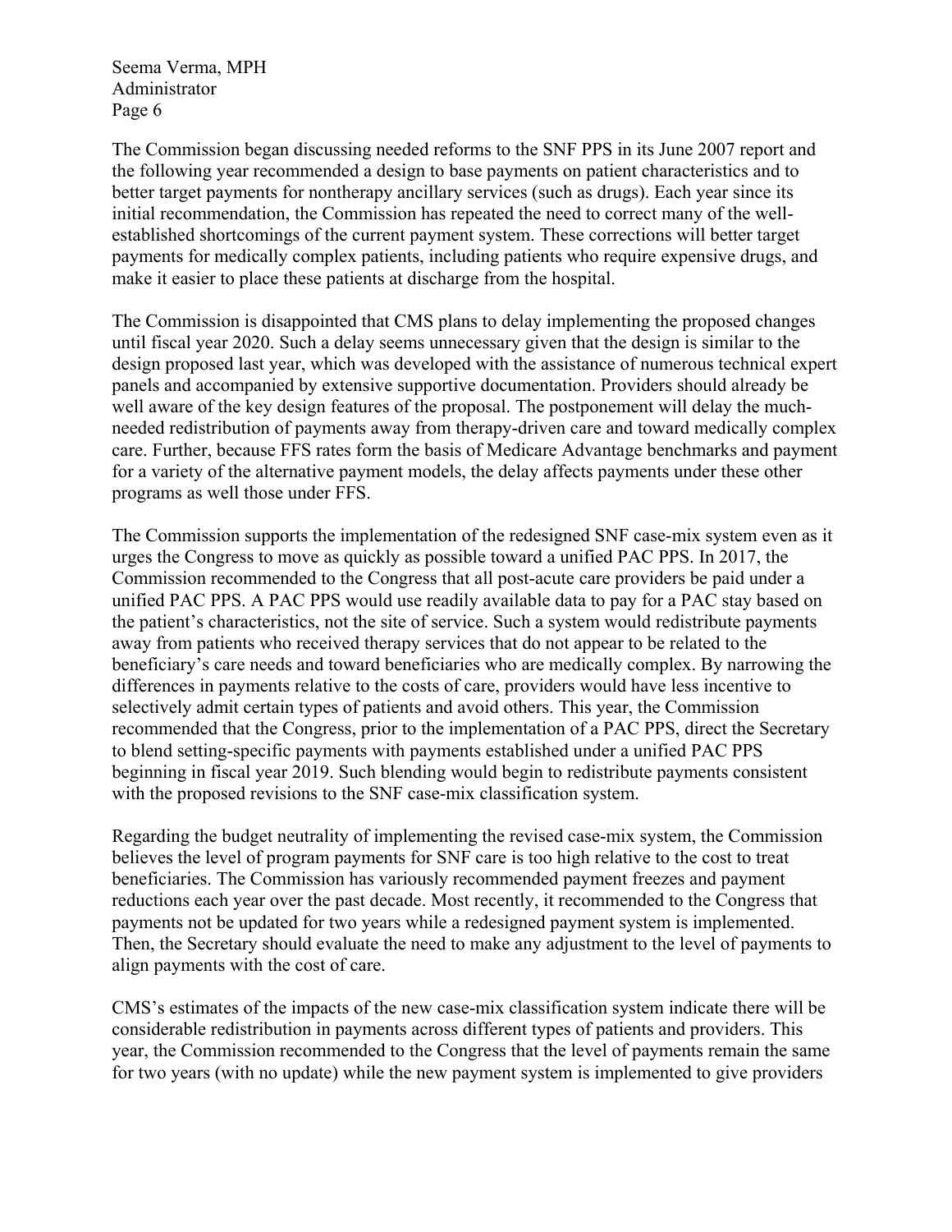The Commission began discussing needed reforms to the SNF PPS in its June 2007 report and the following year recommended a design to base payments on patient characteristics and to better target payments for nontherapy ancillary services (such as drugs). Each year since its initial recommendation, the Commission has repeated the need to correct many of the well-established shortcomings of the current payment system. These corrections will better target payments for medically complex patients, including patients who require expensive drugs, and make it easier to place these patients at discharge from the hospital.

The Commission is disappointed that CMS plans to delay implementing the proposed changes until fiscal year 2020. Such a delay seems unnecessary given that the design is similar to the design proposed last year, which was developed with the assistance of numerous technical expert panels and accompanied by extensive supportive documentation. Providers should already be well aware of the key design features of the proposal. The postponement will delay the much-needed redistribution of payments away from therapy-driven care and toward medically complex care. Further, because FFS rates form the basis of Medicare Advantage benchmarks and payment for a variety of the alternative payment models, the delay affects payments under these other programs as well those under FFS.

The Commission supports the implementation of the redesigned SNF case-mix system even as it urges the Congress to move as quickly as possible toward a unified PAC PPS. In 2017, the Commission recommended to the Congress that all post-acute care providers be paid under a unified PAC PPS. A PAC PPS would use readily available data to pay for a PAC stay based on the patient's characteristics, not the site of service. Such a system would redistribute payments away from patients who received therapy services that do not appear to be related to the beneficiary's care needs and toward beneficiaries who are medically complex. By narrowing the differences in payments relative to the costs of care, providers would have less incentive to selectively admit certain types of patients and avoid others. This year, the Commission recommended that the Congress, prior to the implementation of a PAC PPS, direct the Secretary to blend setting-specific payments with payments established under a unified PAC PPS beginning in fiscal year 2019. Such blending would begin to redistribute payments consistent with the proposed revisions to the SNF case-mix classification system.

Regarding the budget neutrality of implementing the revised case-mix system, the Commission believes the level of program payments for SNF care is too high relative to the cost to treat beneficiaries. The Commission has variously recommended payment freezes and payment reductions each year over the past decade. Most recently, it recommended to the Congress that payments not be updated for two years while a redesigned payment system is implemented. Then, the Secretary should evaluate the need to make any adjustment to the level of payments to align payments with the cost of care.

CMS's estimates of the impacts of the new case-mix classification system indicate there will be considerable redistribution in payments across different types of patients and providers. This year, the Commission recommended to the Congress that the level of payments remain the same for two years (with no update) while the new payment system is implemented to give providers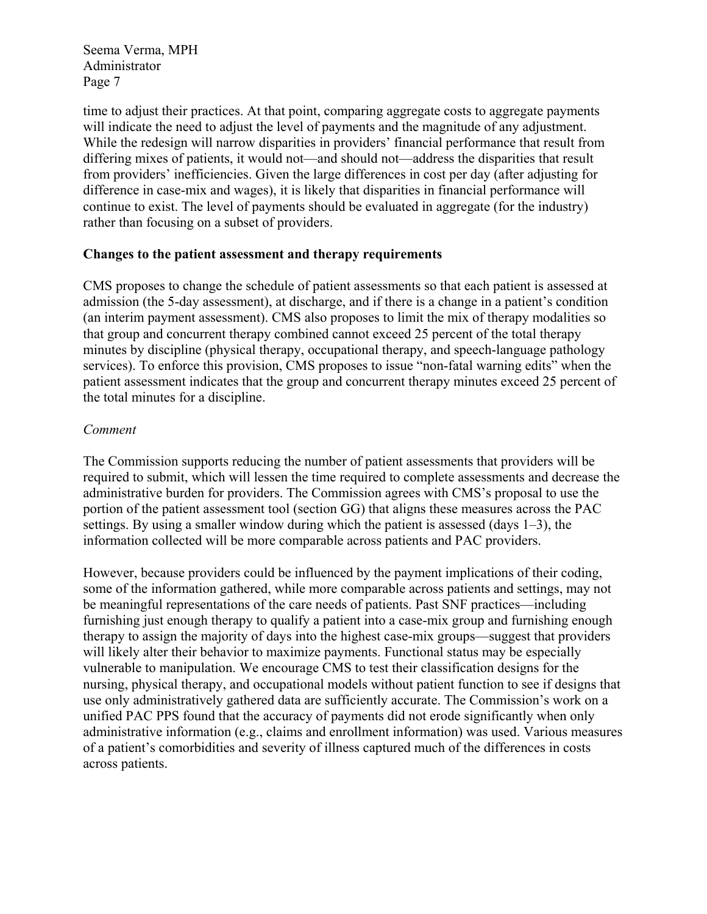time to adjust their practices. At that point, comparing aggregate costs to aggregate payments will indicate the need to adjust the level of payments and the magnitude of any adjustment. While the redesign will narrow disparities in providers' financial performance that result from differing mixes of patients, it would not—and should not—address the disparities that result from providers' inefficiencies. Given the large differences in cost per day (after adjusting for difference in case-mix and wages), it is likely that disparities in financial performance will continue to exist. The level of payments should be evaluated in aggregate (for the industry) rather than focusing on a subset of providers.

**Changes to the patient assessment and therapy requirements**

CMS proposes to change the schedule of patient assessments so that each patient is assessed at admission (the 5-day assessment), at discharge, and if there is a change in a patient's condition (an interim payment assessment). CMS also proposes to limit the mix of therapy modalities so that group and concurrent therapy combined cannot exceed 25 percent of the total therapy minutes by discipline (physical therapy, occupational therapy, and speech-language pathology services). To enforce this provision, CMS proposes to issue "non-fatal warning edits" when the patient assessment indicates that the group and concurrent therapy minutes exceed 25 percent of the total minutes for a discipline.

*Comment*

The Commission supports reducing the number of patient assessments that providers will be required to submit, which will lessen the time required to complete assessments and decrease the administrative burden for providers. The Commission agrees with CMS's proposal to use the portion of the patient assessment tool (section GG) that aligns these measures across the PAC settings. By using a smaller window during which the patient is assessed (days 1–3), the information collected will be more comparable across patients and PAC providers.

However, because providers could be influenced by the payment implications of their coding, some of the information gathered, while more comparable across patients and settings, may not be meaningful representations of the care needs of patients. Past SNF practices—including furnishing just enough therapy to qualify a patient into a case-mix group and furnishing enough therapy to assign the majority of days into the highest case-mix groups—suggest that providers will likely alter their behavior to maximize payments. Functional status may be especially vulnerable to manipulation. We encourage CMS to test their classification designs for the nursing, physical therapy, and occupational models without patient function to see if designs that use only administratively gathered data are sufficiently accurate. The Commission's work on a unified PAC PPS found that the accuracy of payments did not erode significantly when only administrative information (e.g., claims and enrollment information) was used. Various measures of a patient's comorbidities and severity of illness captured much of the differences in costs across patients.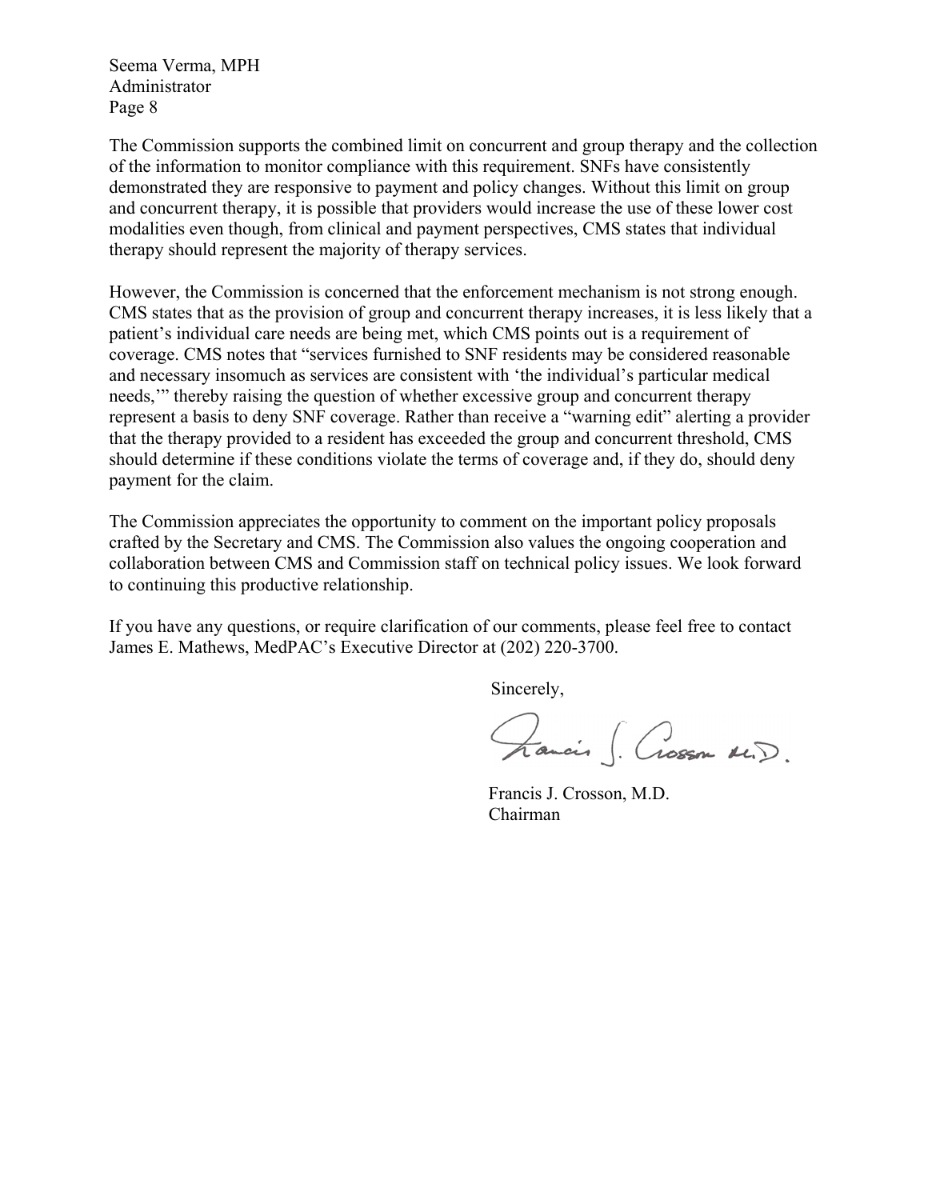The Commission supports the combined limit on concurrent and group therapy and the collection of the information to monitor compliance with this requirement. SNFs have consistently demonstrated they are responsive to payment and policy changes. Without this limit on group and concurrent therapy, it is possible that providers would increase the use of these lower cost modalities even though, from clinical and payment perspectives, CMS states that individual therapy should represent the majority of therapy services.

However, the Commission is concerned that the enforcement mechanism is not strong enough. CMS states that as the provision of group and concurrent therapy increases, it is less likely that a patient's individual care needs are being met, which CMS points out is a requirement of coverage. CMS notes that "services furnished to SNF residents may be considered reasonable and necessary insomuch as services are consistent with 'the individual's particular medical needs,'" thereby raising the question of whether excessive group and concurrent therapy represent a basis to deny SNF coverage. Rather than receive a "warning edit" alerting a provider that the therapy provided to a resident has exceeded the group and concurrent threshold, CMS should determine if these conditions violate the terms of coverage and, if they do, should deny payment for the claim.

The Commission appreciates the opportunity to comment on the important policy proposals crafted by the Secretary and CMS. The Commission also values the ongoing cooperation and collaboration between CMS and Commission staff on technical policy issues. We look forward to continuing this productive relationship.

If you have any questions, or require clarification of our comments, please feel free to contact James E. Mathews, MedPAC's Executive Director at (202) 220-3700.

Sincerely,

Francis J. Crosson, M.D.
Chairman